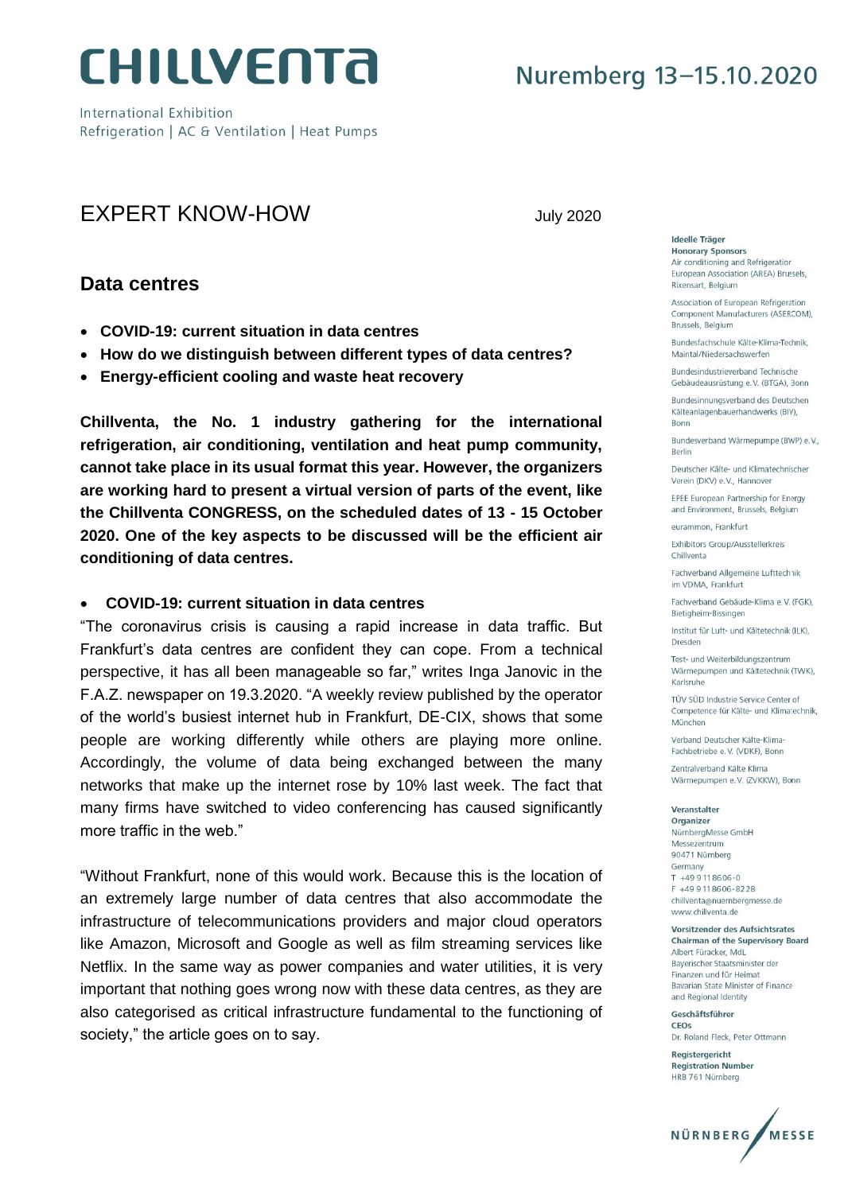# CHILLVENTA

International Exhibition
Refrigeration | AC & Ventilation | Heat Pumps

Nuremberg 13–15.10.2020

## EXPERT KNOW-HOW

July 2020

## Data centres

- **COVID-19: current situation in data centres**
- **How do we distinguish between different types of data centres?**
- **Energy-efficient cooling and waste heat recovery**

**Chillventa, the No. 1 industry gathering for the international refrigeration, air conditioning, ventilation and heat pump community, cannot take place in its usual format this year. However, the organizers are working hard to present a virtual version of parts of the event, like the Chillventa CONGRESS, on the scheduled dates of 13 - 15 October 2020. One of the key aspects to be discussed will be the efficient air conditioning of data centres.**

- **COVID-19: current situation in data centres**

"The coronavirus crisis is causing a rapid increase in data traffic. But Frankfurt's data centres are confident they can cope. From a technical perspective, it has all been manageable so far," writes Inga Janovic in the F.A.Z. newspaper on 19.3.2020. "A weekly review published by the operator of the world's busiest internet hub in Frankfurt, DE-CIX, shows that some people are working differently while others are playing more online. Accordingly, the volume of data being exchanged between the many networks that make up the internet rose by 10% last week. The fact that many firms have switched to video conferencing has caused significantly more traffic in the web."

"Without Frankfurt, none of this would work. Because this is the location of an extremely large number of data centres that also accommodate the infrastructure of telecommunications providers and major cloud operators like Amazon, Microsoft and Google as well as film streaming services like Netflix. In the same way as power companies and water utilities, it is very important that nothing goes wrong now with these data centres, as they are also categorised as critical infrastructure fundamental to the functioning of society," the article goes on to say.

**Ideelle Träger**
**Honorary Sponsors**
Air conditioning and Refrigeration European Association (AREA) Brussels, Rixensart, Belgium

Association of European Refrigeration Component Manufacturers (ASERCOM), Brussels, Belgium

Bundesfachschule Kälte-Klima-Technik, Maintal/Niedersachswerfen

Bundesindustrieverband Technische Gebäudeausrüstung e.V. (BTGA), Bonn

Bundesinnungsverband des Deutschen Kälteanlagenbauerhandwerks (BIV), Bonn

Bundesverband Wärmepumpe (BWP) e.V., Berlin

Deutscher Kälte- und Klimatechnischer Verein (DKV) e.V., Hannover

EPEE European Partnership for Energy and Environment, Brussels, Belgium

eurammon, Frankfurt

Exhibitors Group/Ausstellerkreis Chillventa

Fachverband Allgemeine Lufttechnik im VDMA, Frankfurt

Fachverband Gebäude-Klima e.V. (FGK), Bietigheim-Bissingen

Institut für Luft- und Kältetechnik (ILK), Dresden

Test- und Weiterbildungszentrum Wärmepumpen und Kältetechnik (TWK), Karlsruhe

TÜV SÜD Industrie Service Center of Competence für Kälte- und Klimatechnik, München

Verband Deutscher Kälte-Klima-Fachbetriebe e.V. (VDKF), Bonn

Zentralverband Kälte Klima Wärmepumpen e.V. (ZVKKW), Bonn

**Veranstalter**
**Organizer**
NürnbergMesse GmbH
Messezentrum
90471 Nürnberg
Germany
T +49 9 11 86 06-0
F +49 9 11 86 06-82 28
chillventa@nuernbergmesse.de
www.chillventa.de

**Vorsitzender des Aufsichtsrates**
**Chairman of the Supervisory Board**
Albert Füracker, MdL
Bayerischer Staatsminister der Finanzen und für Heimat
Bavarian State Minister of Finance and Regional Identity

**Geschäftsführer**
**CEOs**
Dr. Roland Fleck, Peter Ottmann

**Registergericht**
**Registration Number**
HRB 761 Nürnberg

NÜRNBERG MESSE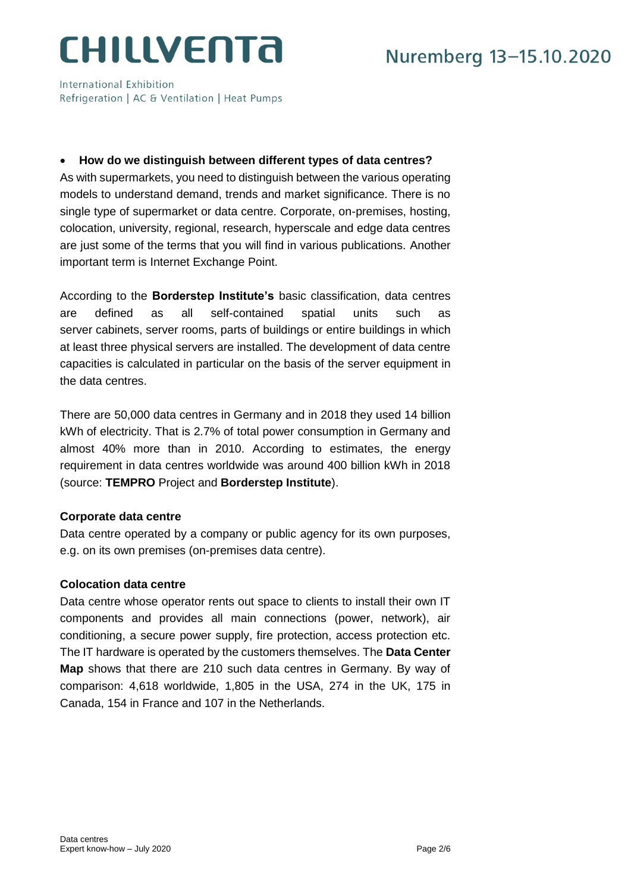- **How do we distinguish between different types of data centres?**

As with supermarkets, you need to distinguish between the various operating models to understand demand, trends and market significance. There is no single type of supermarket or data centre. Corporate, on-premises, hosting, colocation, university, regional, research, hyperscale and edge data centres are just some of the terms that you will find in various publications. Another important term is Internet Exchange Point.

According to the **Borderstep Institute's** basic classification, data centres are defined as all self-contained spatial units such as server cabinets, server rooms, parts of buildings or entire buildings in which at least three physical servers are installed. The development of data centre capacities is calculated in particular on the basis of the server equipment in the data centres.

There are 50,000 data centres in Germany and in 2018 they used 14 billion kWh of electricity. That is 2.7% of total power consumption in Germany and almost 40% more than in 2010. According to estimates, the energy requirement in data centres worldwide was around 400 billion kWh in 2018 (source: **TEMPRO** Project and **Borderstep Institute**).

**Corporate data centre**

Data centre operated by a company or public agency for its own purposes, e.g. on its own premises (on-premises data centre).

**Colocation data centre**

Data centre whose operator rents out space to clients to install their own IT components and provides all main connections (power, network), air conditioning, a secure power supply, fire protection, access protection etc. The IT hardware is operated by the customers themselves. The **Data Center Map** shows that there are 210 such data centres in Germany. By way of comparison: 4,618 worldwide, 1,805 in the USA, 274 in the UK, 175 in Canada, 154 in France and 107 in the Netherlands.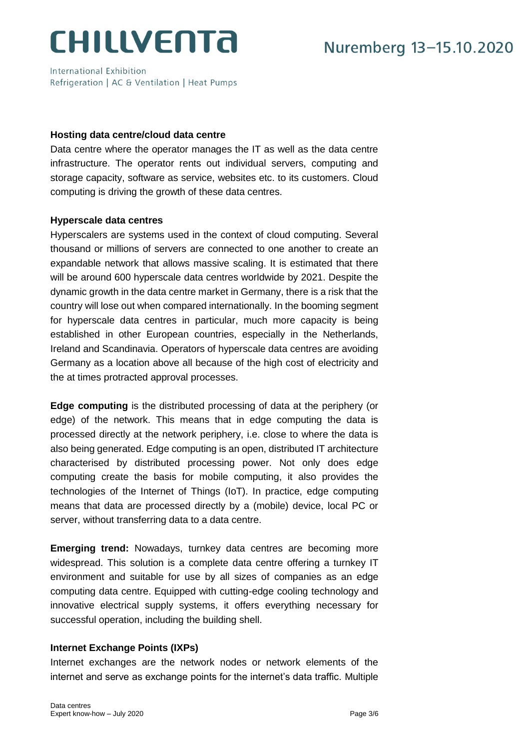**Hosting data centre/cloud data centre**

Data centre where the operator manages the IT as well as the data centre infrastructure. The operator rents out individual servers, computing and storage capacity, software as service, websites etc. to its customers. Cloud computing is driving the growth of these data centres.

**Hyperscale data centres**

Hyperscalers are systems used in the context of cloud computing. Several thousand or millions of servers are connected to one another to create an expandable network that allows massive scaling. It is estimated that there will be around 600 hyperscale data centres worldwide by 2021. Despite the dynamic growth in the data centre market in Germany, there is a risk that the country will lose out when compared internationally. In the booming segment for hyperscale data centres in particular, much more capacity is being established in other European countries, especially in the Netherlands, Ireland and Scandinavia. Operators of hyperscale data centres are avoiding Germany as a location above all because of the high cost of electricity and the at times protracted approval processes.

**Edge computing** is the distributed processing of data at the periphery (or edge) of the network. This means that in edge computing the data is processed directly at the network periphery, i.e. close to where the data is also being generated. Edge computing is an open, distributed IT architecture characterised by distributed processing power. Not only does edge computing create the basis for mobile computing, it also provides the technologies of the Internet of Things (IoT). In practice, edge computing means that data are processed directly by a (mobile) device, local PC or server, without transferring data to a data centre.

**Emerging trend:** Nowadays, turnkey data centres are becoming more widespread. This solution is a complete data centre offering a turnkey IT environment and suitable for use by all sizes of companies as an edge computing data centre. Equipped with cutting-edge cooling technology and innovative electrical supply systems, it offers everything necessary for successful operation, including the building shell.

**Internet Exchange Points (IXPs)**

Internet exchanges are the network nodes or network elements of the internet and serve as exchange points for the internet's data traffic. Multiple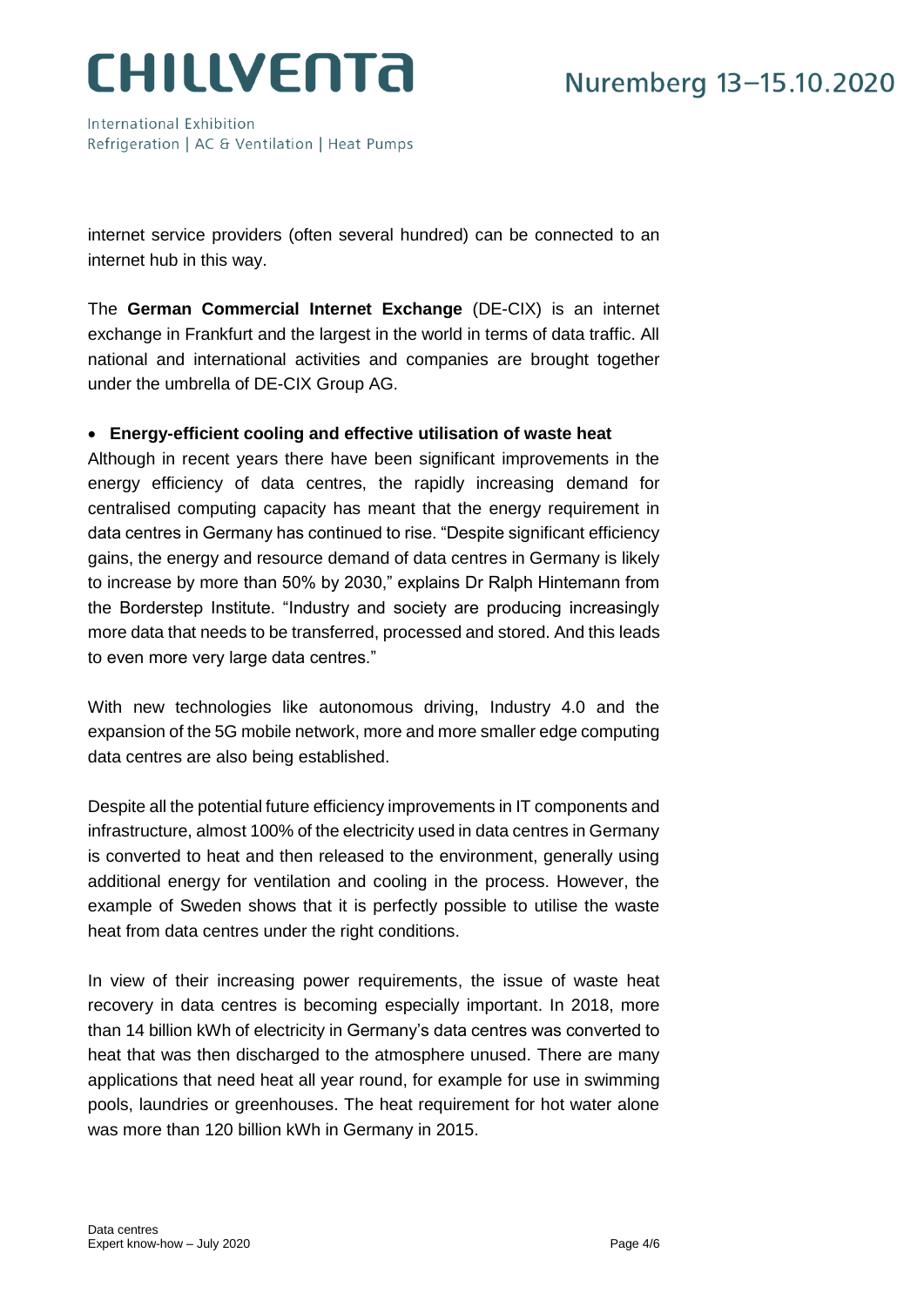internet service providers (often several hundred) can be connected to an internet hub in this way.

The **German Commercial Internet Exchange** (DE-CIX) is an internet exchange in Frankfurt and the largest in the world in terms of data traffic. All national and international activities and companies are brought together under the umbrella of DE-CIX Group AG.

- **Energy-efficient cooling and effective utilisation of waste heat**

Although in recent years there have been significant improvements in the energy efficiency of data centres, the rapidly increasing demand for centralised computing capacity has meant that the energy requirement in data centres in Germany has continued to rise. "Despite significant efficiency gains, the energy and resource demand of data centres in Germany is likely to increase by more than 50% by 2030," explains Dr Ralph Hintemann from the Borderstep Institute. "Industry and society are producing increasingly more data that needs to be transferred, processed and stored. And this leads to even more very large data centres."

With new technologies like autonomous driving, Industry 4.0 and the expansion of the 5G mobile network, more and more smaller edge computing data centres are also being established.

Despite all the potential future efficiency improvements in IT components and infrastructure, almost 100% of the electricity used in data centres in Germany is converted to heat and then released to the environment, generally using additional energy for ventilation and cooling in the process. However, the example of Sweden shows that it is perfectly possible to utilise the waste heat from data centres under the right conditions.

In view of their increasing power requirements, the issue of waste heat recovery in data centres is becoming especially important. In 2018, more than 14 billion kWh of electricity in Germany's data centres was converted to heat that was then discharged to the atmosphere unused. There are many applications that need heat all year round, for example for use in swimming pools, laundries or greenhouses. The heat requirement for hot water alone was more than 120 billion kWh in Germany in 2015.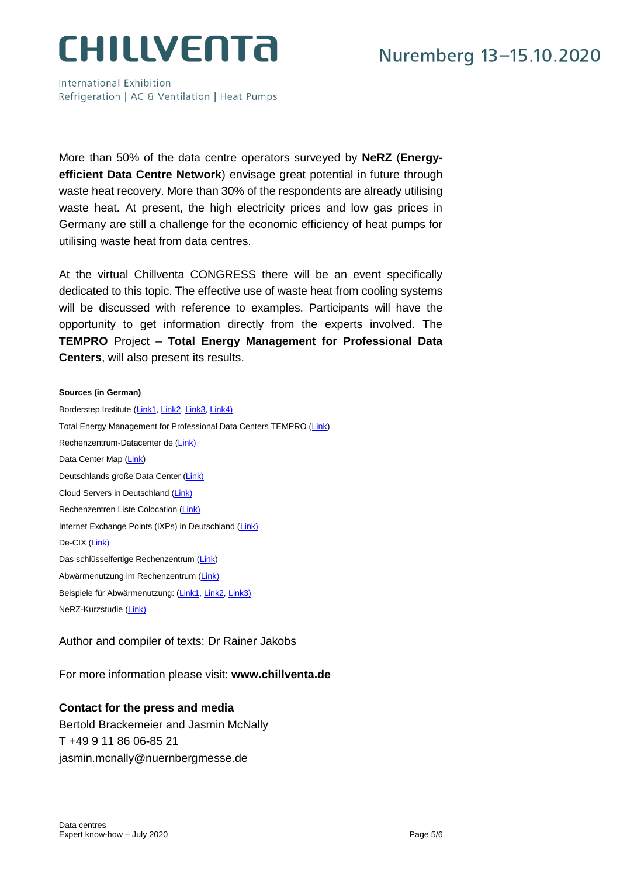More than 50% of the data centre operators surveyed by **NeRZ** (**Energy-efficient Data Centre Network**) envisage great potential in future through waste heat recovery. More than 30% of the respondents are already utilising waste heat. At present, the high electricity prices and low gas prices in Germany are still a challenge for the economic efficiency of heat pumps for utilising waste heat from data centres.

At the virtual Chillventa CONGRESS there will be an event specifically dedicated to this topic. The effective use of waste heat from cooling systems will be discussed with reference to examples. Participants will have the opportunity to get information directly from the experts involved. The **TEMPRO** Project – **Total Energy Management for Professional Data Centers**, will also present its results.

**Sources (in German)**

Borderstep Institute (Link1, Link2, Link3, Link4)

Total Energy Management for Professional Data Centers TEMPRO (Link)

Rechenzentrum-Datacenter de (Link)

Data Center Map (Link)

Deutschlands große Data Center (Link)

Cloud Servers in Deutschland (Link)

Rechenzentren Liste Colocation (Link)

Internet Exchange Points (IXPs) in Deutschland (Link)

De-CIX (Link)

Das schlüsselfertige Rechenzentrum (Link)

Abwärmenutzung im Rechenzentrum (Link)

Beispiele für Abwärmenutzung: (Link1, Link2, Link3)

NeRZ-Kurzstudie (Link)

Author and compiler of texts: Dr Rainer Jakobs

For more information please visit: **www.chillventa.de**

**Contact for the press and media**
Bertold Brackemeier and Jasmin McNally
T +49 9 11 86 06-85 21
jasmin.mcnally@nuernbergmesse.de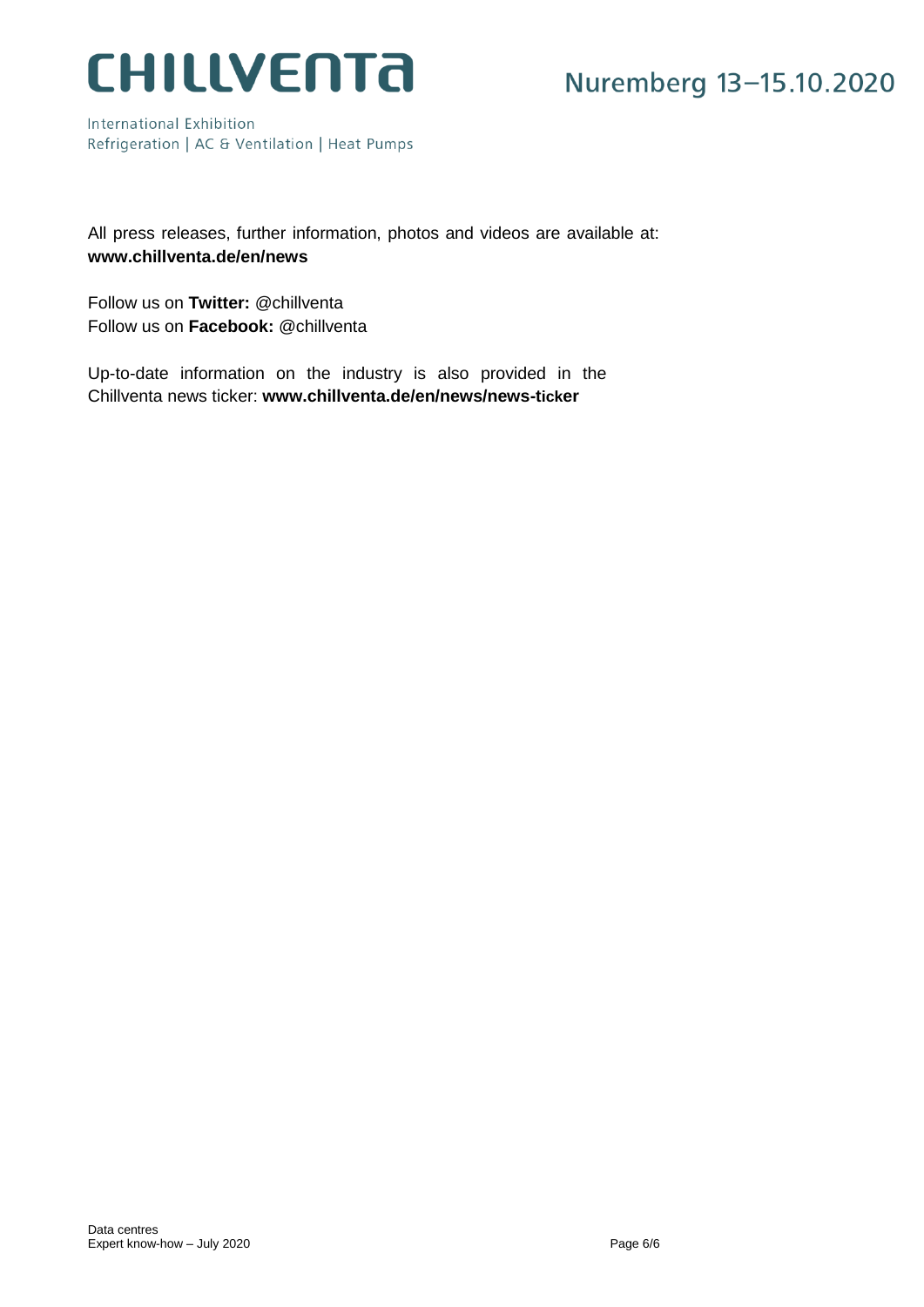All press releases, further information, photos and videos are available at:
**www.chillventa.de/en/news**

Follow us on **Twitter:** @chillventa
Follow us on **Facebook:** @chillventa

Up-to-date information on the industry is also provided in the Chillventa news ticker: **www.chillventa.de/en/news/news-ticker**